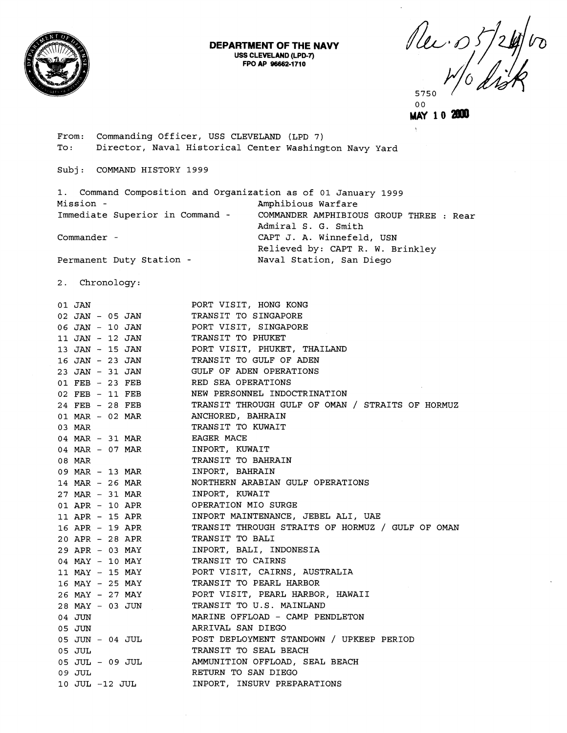**DEPARTMENT OF THE NAVY**
**USS CLEVELAND (LPD-7)**
**FPO AP 96662-1710**

Rec. 05/24/00
W/o disk

5750
00
**MAY 10 2000**

From: Commanding Officer, USS CLEVELAND (LPD 7)
To: Director, Naval Historical Center Washington Navy Yard

Subj: COMMAND HISTORY 1999

1. Command Composition and Organization as of 01 January 1999

| | |
|---|---|
| Mission - | Amphibious Warfare |
| Immediate Superior in Command - | COMMANDER AMPHIBIOUS GROUP THREE : Rear Admiral S. G. Smith |
| Commander - | CAPT J. A. Winnefeld, USN<br>Relieved by: CAPT R. W. Brinkley |
| Permanent Duty Station - | Naval Station, San Diego |

2. Chronology:

| | |
|---|---|
| 01 JAN | PORT VISIT, HONG KONG |
| 02 JAN - 05 JAN | TRANSIT TO SINGAPORE |
| 06 JAN - 10 JAN | PORT VISIT, SINGAPORE |
| 11 JAN - 12 JAN | TRANSIT TO PHUKET |
| 13 JAN - 15 JAN | PORT VISIT, PHUKET, THAILAND |
| 16 JAN - 23 JAN | TRANSIT TO GULF OF ADEN |
| 23 JAN - 31 JAN | GULF OF ADEN OPERATIONS |
| 01 FEB - 23 FEB | RED SEA OPERATIONS |
| 02 FEB - 11 FEB | NEW PERSONNEL INDOCTRINATION |
| 24 FEB - 28 FEB | TRANSIT THROUGH GULF OF OMAN / STRAITS OF HORMUZ |
| 01 MAR - 02 MAR | ANCHORED, BAHRAIN |
| 03 MAR | TRANSIT TO KUWAIT |
| 04 MAR - 31 MAR | EAGER MACE |
| 04 MAR - 07 MAR | INPORT, KUWAIT |
| 08 MAR | TRANSIT TO BAHRAIN |
| 09 MAR - 13 MAR | INPORT, BAHRAIN |
| 14 MAR - 26 MAR | NORTHERN ARABIAN GULF OPERATIONS |
| 27 MAR - 31 MAR | INPORT, KUWAIT |
| 01 APR - 10 APR | OPERATION MIO SURGE |
| 11 APR - 15 APR | INPORT MAINTENANCE, JEBEL ALI, UAE |
| 16 APR - 19 APR | TRANSIT THROUGH STRAITS OF HORMUZ / GULF OF OMAN |
| 20 APR - 28 APR | TRANSIT TO BALI |
| 29 APR - 03 MAY | INPORT, BALI, INDONESIA |
| 04 MAY - 10 MAY | TRANSIT TO CAIRNS |
| 11 MAY - 15 MAY | PORT VISIT, CAIRNS, AUSTRALIA |
| 16 MAY - 25 MAY | TRANSIT TO PEARL HARBOR |
| 26 MAY - 27 MAY | PORT VISIT, PEARL HARBOR, HAWAII |
| 28 MAY - 03 JUN | TRANSIT TO U.S. MAINLAND |
| 04 JUN | MARINE OFFLOAD - CAMP PENDLETON |
| 05 JUN | ARRIVAL SAN DIEGO |
| 05 JUN - 04 JUL | POST DEPLOYMENT STANDOWN / UPKEEP PERIOD |
| 05 JUL | TRANSIT TO SEAL BEACH |
| 05 JUL - 09 JUL | AMMUNITION OFFLOAD, SEAL BEACH |
| 09 JUL | RETURN TO SAN DIEGO |
| 10 JUL -12 JUL | INPORT, INSURV PREPARATIONS |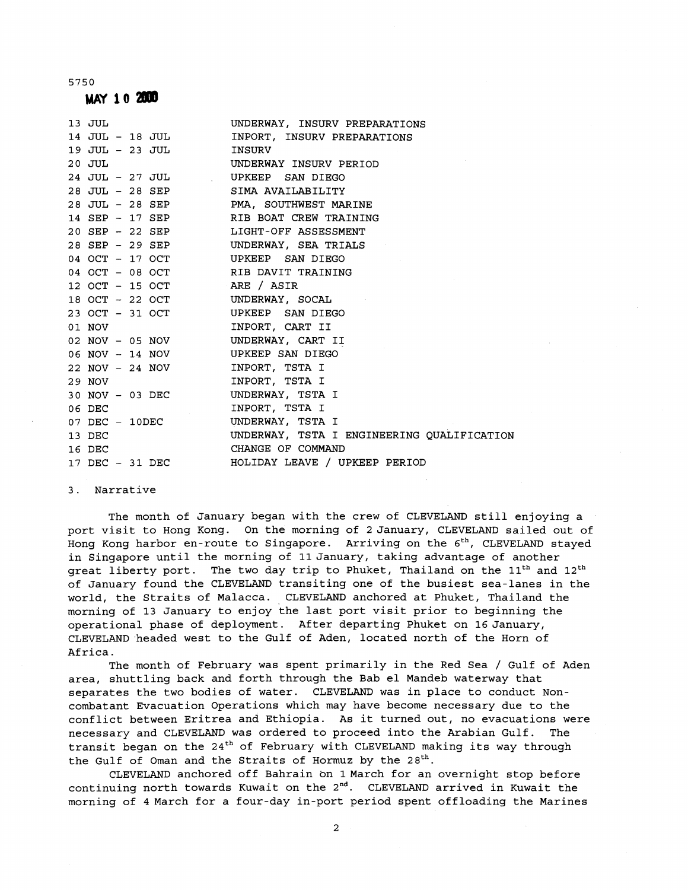5750

**MAY 10 2000**

| | |
|---|---|
| 13 JUL | UNDERWAY, INSURV PREPARATIONS |
| 14 JUL - 18 JUL | INPORT, INSURV PREPARATIONS |
| 19 JUL - 23 JUL | INSURV |
| 20 JUL | UNDERWAY INSURV PERIOD |
| 24 JUL - 27 JUL | UPKEEP SAN DIEGO |
| 28 JUL - 28 SEP | SIMA AVAILABILITY |
| 28 JUL - 28 SEP | PMA, SOUTHWEST MARINE |
| 14 SEP - 17 SEP | RIB BOAT CREW TRAINING |
| 20 SEP - 22 SEP | LIGHT-OFF ASSESSMENT |
| 28 SEP - 29 SEP | UNDERWAY, SEA TRIALS |
| 04 OCT - 17 OCT | UPKEEP SAN DIEGO |
| 04 OCT - 08 OCT | RIB DAVIT TRAINING |
| 12 OCT - 15 OCT | ARE / ASIR |
| 18 OCT - 22 OCT | UNDERWAY, SOCAL |
| 23 OCT - 31 OCT | UPKEEP SAN DIEGO |
| 01 NOV | INPORT, CART II |
| 02 NOV - 05 NOV | UNDERWAY, CART II |
| 06 NOV - 14 NOV | UPKEEP SAN DIEGO |
| 22 NOV - 24 NOV | INPORT, TSTA I |
| 29 NOV | INPORT, TSTA I |
| 30 NOV - 03 DEC | UNDERWAY, TSTA I |
| 06 DEC | INPORT, TSTA I |
| 07 DEC - 10DEC | UNDERWAY, TSTA I |
| 13 DEC | UNDERWAY, TSTA I ENGINEERING QUALIFICATION |
| 16 DEC | CHANGE OF COMMAND |
| 17 DEC - 31 DEC | HOLIDAY LEAVE / UPKEEP PERIOD |

3. Narrative

The month of January began with the crew of CLEVELAND still enjoying a port visit to Hong Kong. On the morning of 2 January, CLEVELAND sailed out of Hong Kong harbor en-route to Singapore. Arriving on the 6th, CLEVELAND stayed in Singapore until the morning of 11 January, taking advantage of another great liberty port. The two day trip to Phuket, Thailand on the 11th and 12th of January found the CLEVELAND transiting one of the busiest sea-lanes in the world, the Straits of Malacca. CLEVELAND anchored at Phuket, Thailand the morning of 13 January to enjoy the last port visit prior to beginning the operational phase of deployment. After departing Phuket on 16 January, CLEVELAND headed west to the Gulf of Aden, located north of the Horn of Africa.

The month of February was spent primarily in the Red Sea / Gulf of Aden area, shuttling back and forth through the Bab el Mandeb waterway that separates the two bodies of water. CLEVELAND was in place to conduct Non-combatant Evacuation Operations which may have become necessary due to the conflict between Eritrea and Ethiopia. As it turned out, no evacuations were necessary and CLEVELAND was ordered to proceed into the Arabian Gulf. The transit began on the 24th of February with CLEVELAND making its way through the Gulf of Oman and the Straits of Hormuz by the 28th.

CLEVELAND anchored off Bahrain on 1 March for an overnight stop before continuing north towards Kuwait on the 2nd. CLEVELAND arrived in Kuwait the morning of 4 March for a four-day in-port period spent offloading the Marines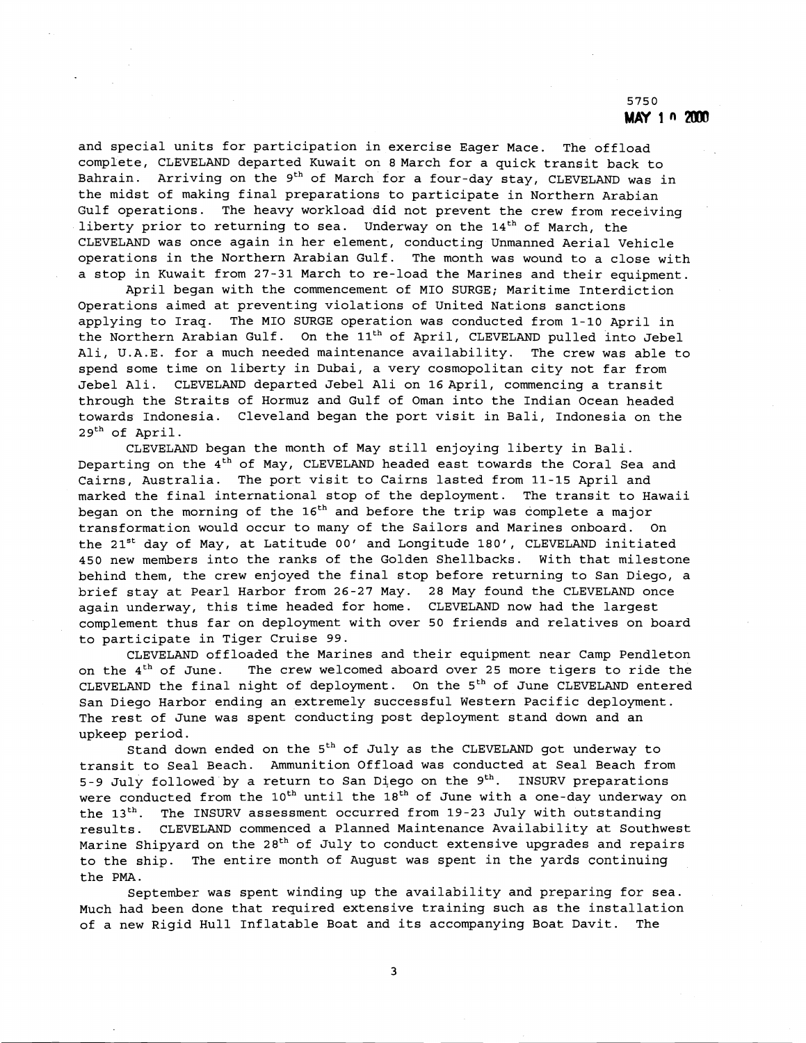5750
**MAY 1 0 2000**

and special units for participation in exercise Eager Mace. The offload complete, CLEVELAND departed Kuwait on 8 March for a quick transit back to Bahrain. Arriving on the 9th of March for a four-day stay, CLEVELAND was in the midst of making final preparations to participate in Northern Arabian Gulf operations. The heavy workload did not prevent the crew from receiving liberty prior to returning to sea. Underway on the 14th of March, the CLEVELAND was once again in her element, conducting Unmanned Aerial Vehicle operations in the Northern Arabian Gulf. The month was wound to a close with a stop in Kuwait from 27-31 March to re-load the Marines and their equipment.

April began with the commencement of MIO SURGE; Maritime Interdiction Operations aimed at preventing violations of United Nations sanctions applying to Iraq. The MIO SURGE operation was conducted from 1-10 April in the Northern Arabian Gulf. On the 11th of April, CLEVELAND pulled into Jebel Ali, U.A.E. for a much needed maintenance availability. The crew was able to spend some time on liberty in Dubai, a very cosmopolitan city not far from Jebel Ali. CLEVELAND departed Jebel Ali on 16 April, commencing a transit through the Straits of Hormuz and Gulf of Oman into the Indian Ocean headed towards Indonesia. Cleveland began the port visit in Bali, Indonesia on the 29th of April.

CLEVELAND began the month of May still enjoying liberty in Bali. Departing on the 4th of May, CLEVELAND headed east towards the Coral Sea and Cairns, Australia. The port visit to Cairns lasted from 11-15 April and marked the final international stop of the deployment. The transit to Hawaii began on the morning of the 16th and before the trip was complete a major transformation would occur to many of the Sailors and Marines onboard. On the 21st day of May, at Latitude 00' and Longitude 180', CLEVELAND initiated 450 new members into the ranks of the Golden Shellbacks. With that milestone behind them, the crew enjoyed the final stop before returning to San Diego, a brief stay at Pearl Harbor from 26-27 May. 28 May found the CLEVELAND once again underway, this time headed for home. CLEVELAND now had the largest complement thus far on deployment with over 50 friends and relatives on board to participate in Tiger Cruise 99.

CLEVELAND offloaded the Marines and their equipment near Camp Pendleton on the 4th of June. The crew welcomed aboard over 25 more tigers to ride the CLEVELAND the final night of deployment. On the 5th of June CLEVELAND entered San Diego Harbor ending an extremely successful Western Pacific deployment. The rest of June was spent conducting post deployment stand down and an upkeep period.

Stand down ended on the 5th of July as the CLEVELAND got underway to transit to Seal Beach. Ammunition Offload was conducted at Seal Beach from 5-9 July followed by a return to San Diego on the 9th. INSURV preparations were conducted from the 10th until the 18th of June with a one-day underway on the 13th. The INSURV assessment occurred from 19-23 July with outstanding results. CLEVELAND commenced a Planned Maintenance Availability at Southwest Marine Shipyard on the 28th of July to conduct extensive upgrades and repairs to the ship. The entire month of August was spent in the yards continuing the PMA.

September was spent winding up the availability and preparing for sea. Much had been done that required extensive training such as the installation of a new Rigid Hull Inflatable Boat and its accompanying Boat Davit. The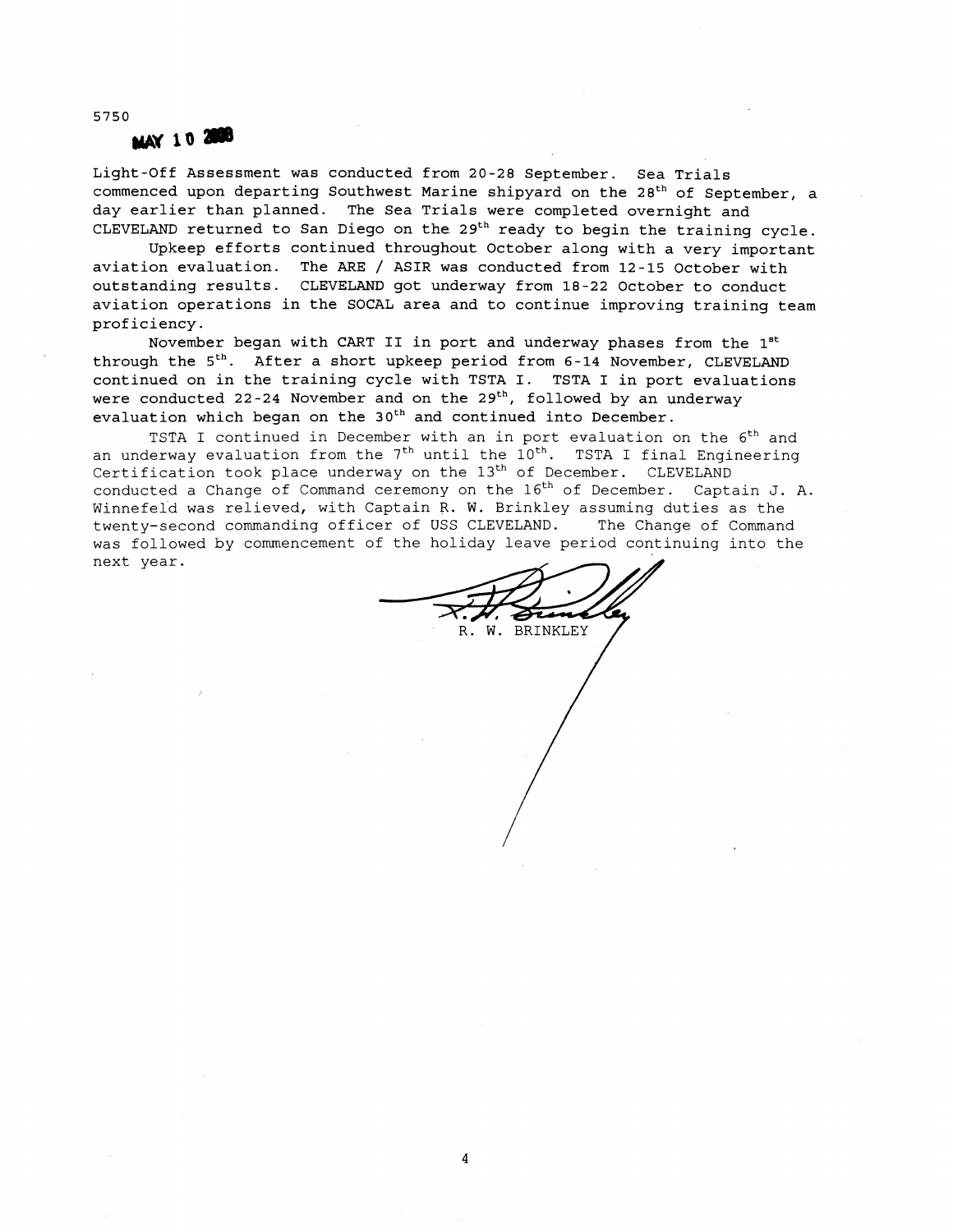5750

MAY 10 2000

Light-Off Assessment was conducted from 20-28 September. Sea Trials commenced upon departing Southwest Marine shipyard on the 28th of September, a day earlier than planned. The Sea Trials were completed overnight and CLEVELAND returned to San Diego on the 29th ready to begin the training cycle.

Upkeep efforts continued throughout October along with a very important aviation evaluation. The ARE / ASIR was conducted from 12-15 October with outstanding results. CLEVELAND got underway from 18-22 October to conduct aviation operations in the SOCAL area and to continue improving training team proficiency.

November began with CART II in port and underway phases from the 1st through the 5th. After a short upkeep period from 6-14 November, CLEVELAND continued on in the training cycle with TSTA I. TSTA I in port evaluations were conducted 22-24 November and on the 29th, followed by an underway evaluation which began on the 30th and continued into December.

TSTA I continued in December with an in port evaluation on the 6th and an underway evaluation from the 7th until the 10th. TSTA I final Engineering Certification took place underway on the 13th of December. CLEVELAND conducted a Change of Command ceremony on the 16th of December. Captain J. A. Winnefeld was relieved, with Captain R. W. Brinkley assuming duties as the twenty-second commanding officer of USS CLEVELAND. The Change of Command was followed by commencement of the holiday leave period continuing into the next year.

R. W. BRINKLEY